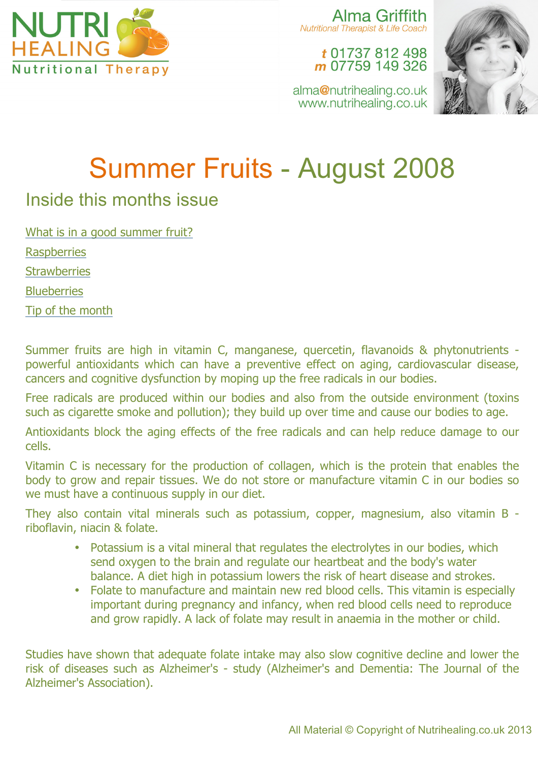NUTRI HEALING
Nutritional Therapy

Alma Griffith
*Nutritional Therapist & Life Coach*

*t* 01737 812 498
*m* 07759 149 326

alma@nutrihealing.co.uk
www.nutrihealing.co.uk

# Summer Fruits - August 2008

## Inside this months issue

[What is in a good summer fruit?](#)

[Raspberries](#)

[Strawberries](#)

[Blueberries](#)

[Tip of the month](#)

Summer fruits are high in vitamin C, manganese, quercetin, flavanoids & phytonutrients - powerful antioxidants which can have a preventive effect on aging, cardiovascular disease, cancers and cognitive dysfunction by moping up the free radicals in our bodies.

Free radicals are produced within our bodies and also from the outside environment (toxins such as cigarette smoke and pollution); they build up over time and cause our bodies to age.

Antioxidants block the aging effects of the free radicals and can help reduce damage to our cells.

Vitamin C is necessary for the production of collagen, which is the protein that enables the body to grow and repair tissues. We do not store or manufacture vitamin C in our bodies so we must have a continuous supply in our diet.

They also contain vital minerals such as potassium, copper, magnesium, also vitamin B - riboflavin, niacin & folate.

- Potassium is a vital mineral that regulates the electrolytes in our bodies, which send oxygen to the brain and regulate our heartbeat and the body's water balance. A diet high in potassium lowers the risk of heart disease and strokes.
- Folate to manufacture and maintain new red blood cells. This vitamin is especially important during pregnancy and infancy, when red blood cells need to reproduce and grow rapidly. A lack of folate may result in anaemia in the mother or child.

Studies have shown that adequate folate intake may also slow cognitive decline and lower the risk of diseases such as Alzheimer's - study (Alzheimer's and Dementia: The Journal of the Alzheimer's Association).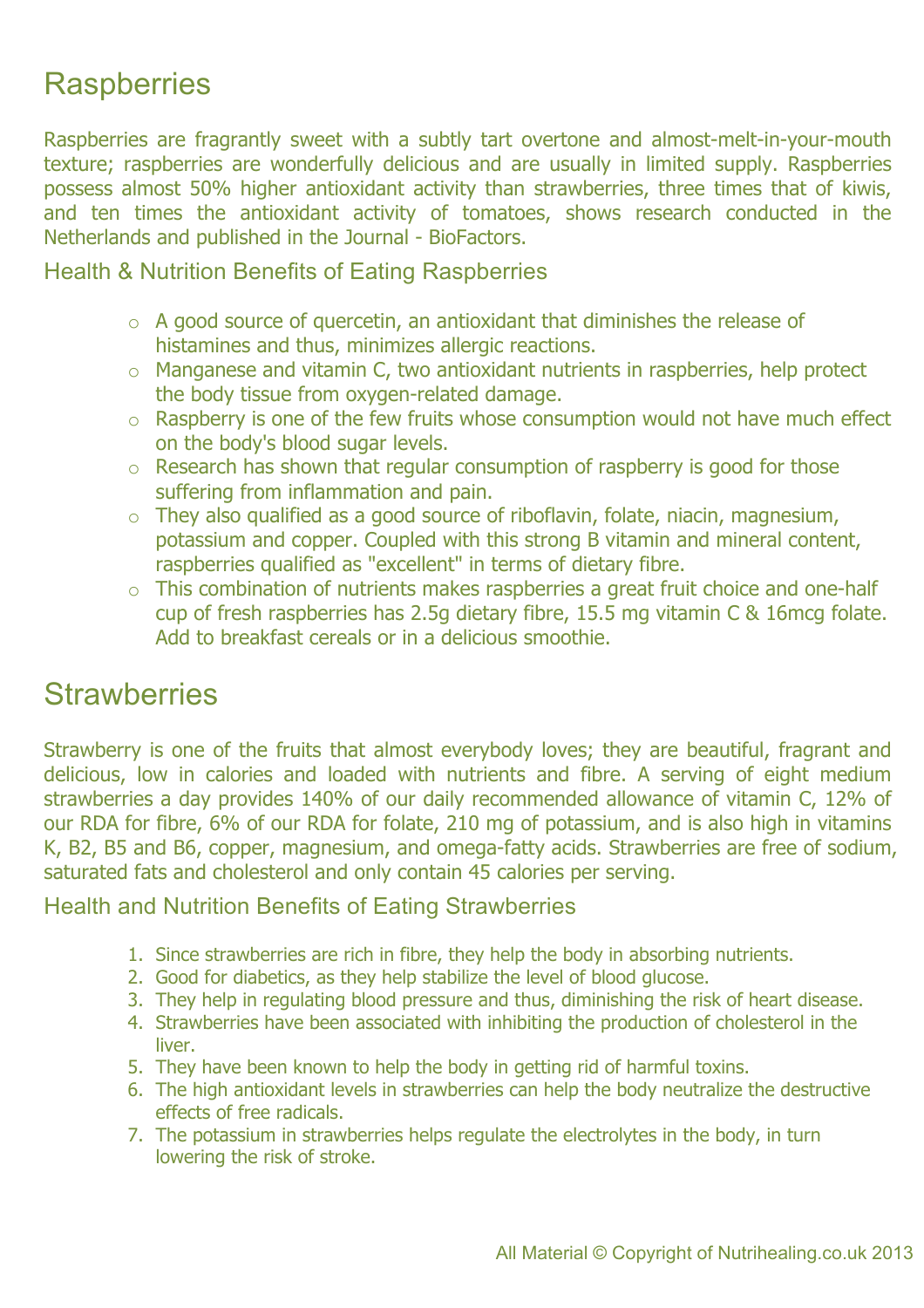# Raspberries

Raspberries are fragrantly sweet with a subtly tart overtone and almost-melt-in-your-mouth texture; raspberries are wonderfully delicious and are usually in limited supply. Raspberries possess almost 50% higher antioxidant activity than strawberries, three times that of kiwis, and ten times the antioxidant activity of tomatoes, shows research conducted in the Netherlands and published in the Journal - BioFactors.

## Health & Nutrition Benefits of Eating Raspberries

- A good source of quercetin, an antioxidant that diminishes the release of histamines and thus, minimizes allergic reactions.
- Manganese and vitamin C, two antioxidant nutrients in raspberries, help protect the body tissue from oxygen-related damage.
- Raspberry is one of the few fruits whose consumption would not have much effect on the body's blood sugar levels.
- Research has shown that regular consumption of raspberry is good for those suffering from inflammation and pain.
- They also qualified as a good source of riboflavin, folate, niacin, magnesium, potassium and copper. Coupled with this strong B vitamin and mineral content, raspberries qualified as "excellent" in terms of dietary fibre.
- This combination of nutrients makes raspberries a great fruit choice and one-half cup of fresh raspberries has 2.5g dietary fibre, 15.5 mg vitamin C & 16mcg folate. Add to breakfast cereals or in a delicious smoothie.

# Strawberries

Strawberry is one of the fruits that almost everybody loves; they are beautiful, fragrant and delicious, low in calories and loaded with nutrients and fibre. A serving of eight medium strawberries a day provides 140% of our daily recommended allowance of vitamin C, 12% of our RDA for fibre, 6% of our RDA for folate, 210 mg of potassium, and is also high in vitamins K, B2, B5 and B6, copper, magnesium, and omega-fatty acids. Strawberries are free of sodium, saturated fats and cholesterol and only contain 45 calories per serving.

## Health and Nutrition Benefits of Eating Strawberries

1. Since strawberries are rich in fibre, they help the body in absorbing nutrients.
2. Good for diabetics, as they help stabilize the level of blood glucose.
3. They help in regulating blood pressure and thus, diminishing the risk of heart disease.
4. Strawberries have been associated with inhibiting the production of cholesterol in the liver.
5. They have been known to help the body in getting rid of harmful toxins.
6. The high antioxidant levels in strawberries can help the body neutralize the destructive effects of free radicals.
7. The potassium in strawberries helps regulate the electrolytes in the body, in turn lowering the risk of stroke.

All Material © Copyright of Nutrihealing.co.uk 2013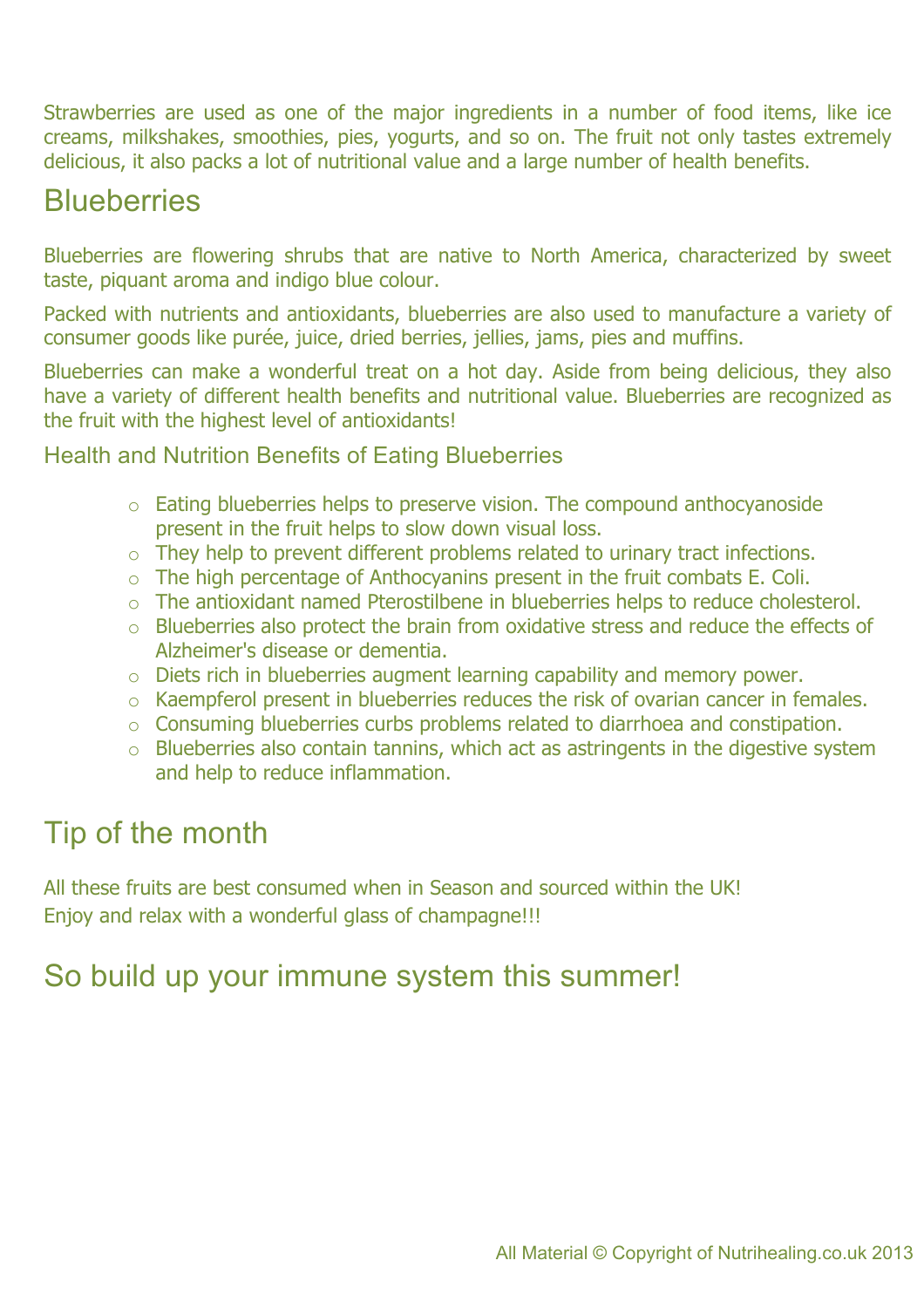Strawberries are used as one of the major ingredients in a number of food items, like ice creams, milkshakes, smoothies, pies, yogurts, and so on. The fruit not only tastes extremely delicious, it also packs a lot of nutritional value and a large number of health benefits.

## Blueberries

Blueberries are flowering shrubs that are native to North America, characterized by sweet taste, piquant aroma and indigo blue colour.

Packed with nutrients and antioxidants, blueberries are also used to manufacture a variety of consumer goods like purée, juice, dried berries, jellies, jams, pies and muffins.

Blueberries can make a wonderful treat on a hot day. Aside from being delicious, they also have a variety of different health benefits and nutritional value. Blueberries are recognized as the fruit with the highest level of antioxidants!

### Health and Nutrition Benefits of Eating Blueberries

- Eating blueberries helps to preserve vision. The compound anthocyanoside present in the fruit helps to slow down visual loss.
- They help to prevent different problems related to urinary tract infections.
- The high percentage of Anthocyanins present in the fruit combats E. Coli.
- The antioxidant named Pterostilbene in blueberries helps to reduce cholesterol.
- Blueberries also protect the brain from oxidative stress and reduce the effects of Alzheimer's disease or dementia.
- Diets rich in blueberries augment learning capability and memory power.
- Kaempferol present in blueberries reduces the risk of ovarian cancer in females.
- Consuming blueberries curbs problems related to diarrhoea and constipation.
- Blueberries also contain tannins, which act as astringents in the digestive system and help to reduce inflammation.

## Tip of the month

All these fruits are best consumed when in Season and sourced within the UK!
Enjoy and relax with a wonderful glass of champagne!!!

## So build up your immune system this summer!

All Material © Copyright of Nutrihealing.co.uk 2013